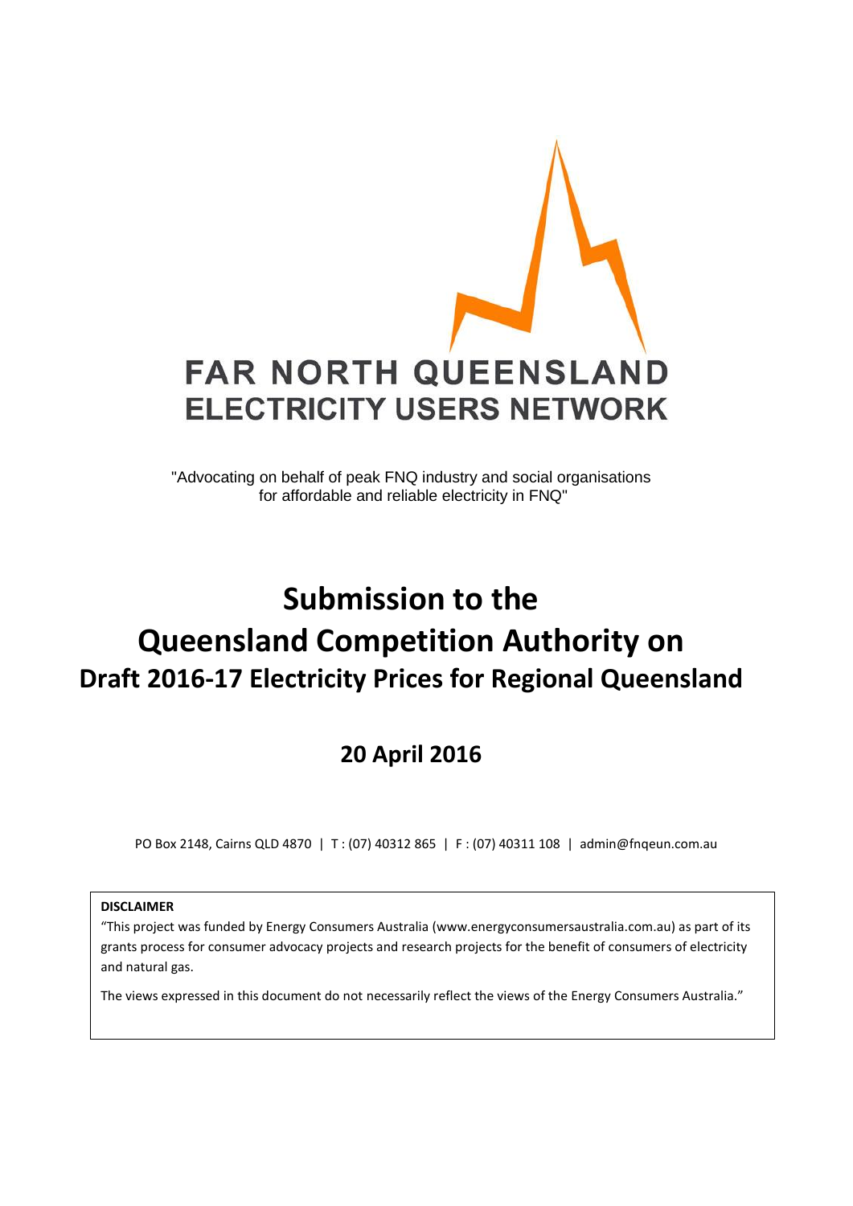FAR NORTH QUEENSLAND
ELECTRICITY USERS NETWORK

"Advocating on behalf of peak FNQ industry and social organisations for affordable and reliable electricity in FNQ"

# Submission to the Queensland Competition Authority on

## Draft 2016-17 Electricity Prices for Regional Queensland

## 20 April 2016

PO Box 2148, Cairns QLD 4870 | T : (07) 40312 865 | F : (07) 40311 108 | admin@fnqeun.com.au

**DISCLAIMER**

"This project was funded by Energy Consumers Australia (www.energyconsumersaustralia.com.au) as part of its grants process for consumer advocacy projects and research projects for the benefit of consumers of electricity and natural gas.

The views expressed in this document do not necessarily reflect the views of the Energy Consumers Australia."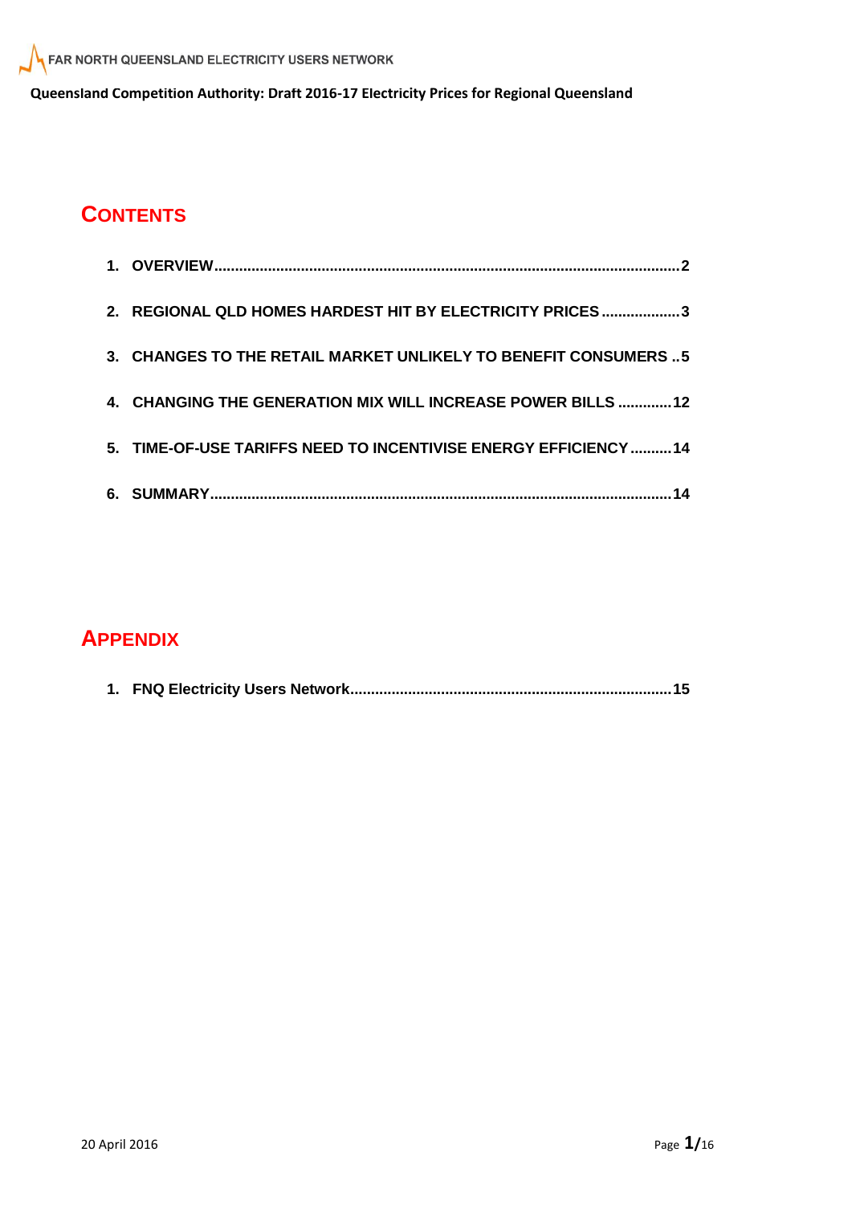## CONTENTS

1. OVERVIEW ... 2
2. REGIONAL QLD HOMES HARDEST HIT BY ELECTRICITY PRICES ... 3
3. CHANGES TO THE RETAIL MARKET UNLIKELY TO BENEFIT CONSUMERS ... 5
4. CHANGING THE GENERATION MIX WILL INCREASE POWER BILLS ... 12
5. TIME-OF-USE TARIFFS NEED TO INCENTIVISE ENERGY EFFICIENCY ... 14
6. SUMMARY ... 14

## APPENDIX

1. FNQ Electricity Users Network ... 15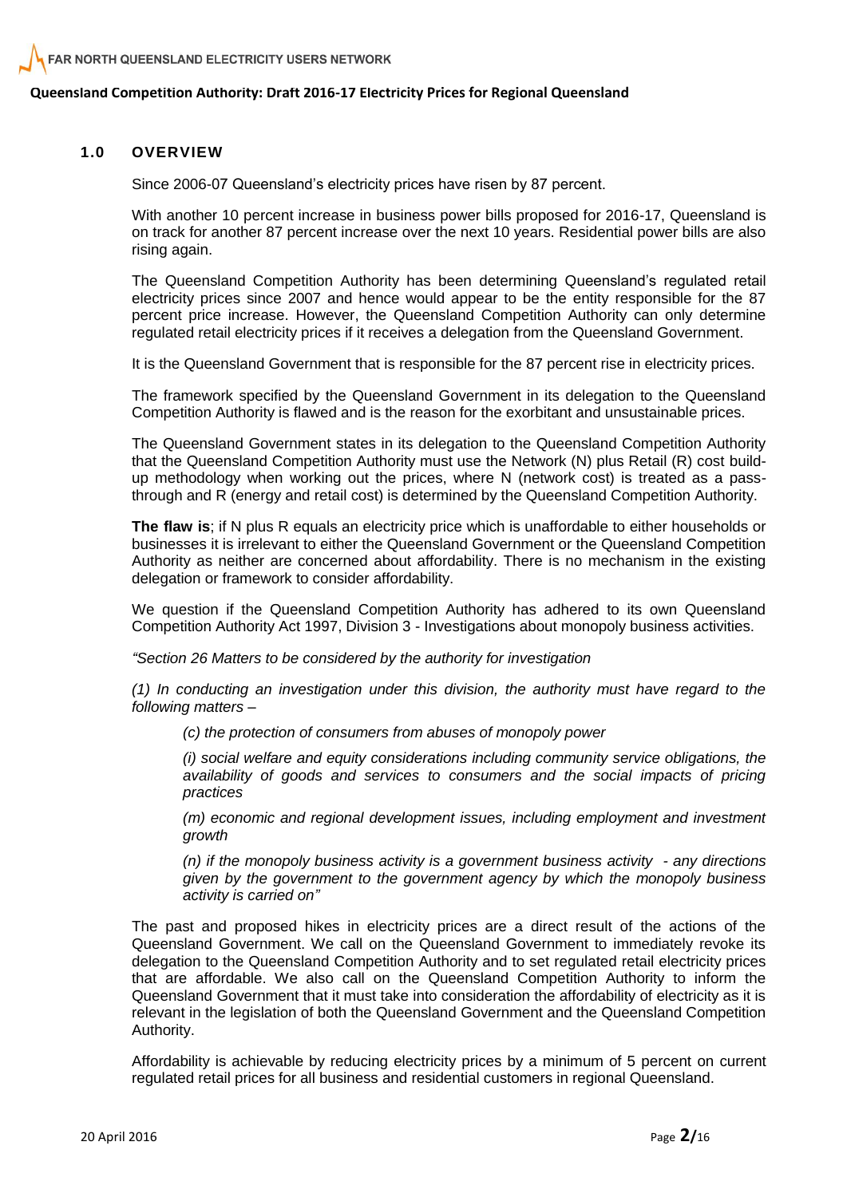## 1.0 OVERVIEW

Since 2006-07 Queensland's electricity prices have risen by 87 percent.

With another 10 percent increase in business power bills proposed for 2016-17, Queensland is on track for another 87 percent increase over the next 10 years. Residential power bills are also rising again.

The Queensland Competition Authority has been determining Queensland's regulated retail electricity prices since 2007 and hence would appear to be the entity responsible for the 87 percent price increase. However, the Queensland Competition Authority can only determine regulated retail electricity prices if it receives a delegation from the Queensland Government.

It is the Queensland Government that is responsible for the 87 percent rise in electricity prices.

The framework specified by the Queensland Government in its delegation to the Queensland Competition Authority is flawed and is the reason for the exorbitant and unsustainable prices.

The Queensland Government states in its delegation to the Queensland Competition Authority that the Queensland Competition Authority must use the Network (N) plus Retail (R) cost build-up methodology when working out the prices, where N (network cost) is treated as a pass-through and R (energy and retail cost) is determined by the Queensland Competition Authority.

**The flaw is**; if N plus R equals an electricity price which is unaffordable to either households or businesses it is irrelevant to either the Queensland Government or the Queensland Competition Authority as neither are concerned about affordability. There is no mechanism in the existing delegation or framework to consider affordability.

We question if the Queensland Competition Authority has adhered to its own Queensland Competition Authority Act 1997, Division 3 - Investigations about monopoly business activities.

*"Section 26 Matters to be considered by the authority for investigation*

*(1) In conducting an investigation under this division, the authority must have regard to the following matters –*

> *(c) the protection of consumers from abuses of monopoly power*
>
> *(i) social welfare and equity considerations including community service obligations, the availability of goods and services to consumers and the social impacts of pricing practices*
>
> *(m) economic and regional development issues, including employment and investment growth*
>
> *(n) if the monopoly business activity is a government business activity - any directions given by the government to the government agency by which the monopoly business activity is carried on"*

The past and proposed hikes in electricity prices are a direct result of the actions of the Queensland Government. We call on the Queensland Government to immediately revoke its delegation to the Queensland Competition Authority and to set regulated retail electricity prices that are affordable. We also call on the Queensland Competition Authority to inform the Queensland Government that it must take into consideration the affordability of electricity as it is relevant in the legislation of both the Queensland Government and the Queensland Competition Authority.

Affordability is achievable by reducing electricity prices by a minimum of 5 percent on current regulated retail prices for all business and residential customers in regional Queensland.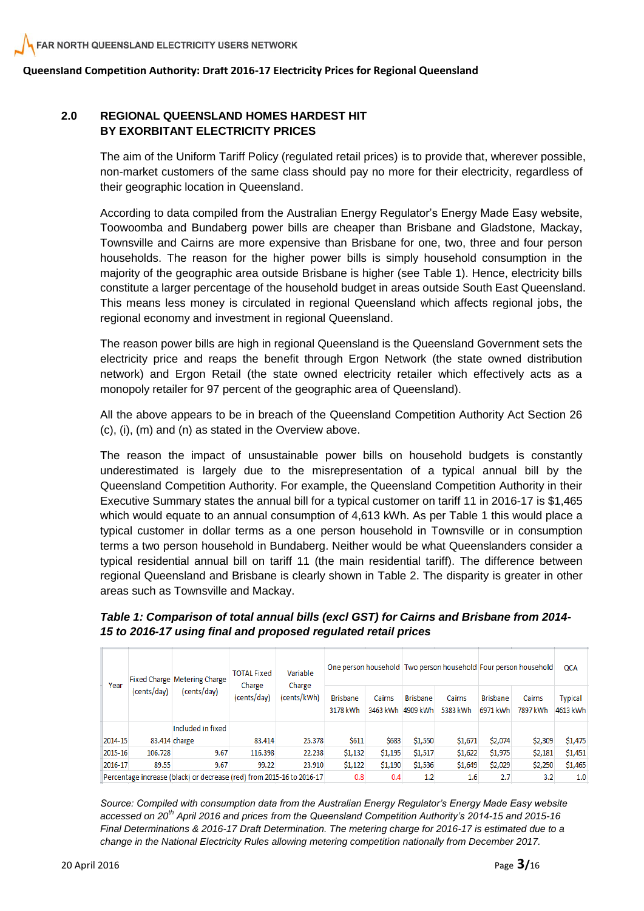## 2.0 REGIONAL QUEENSLAND HOMES HARDEST HIT BY EXORBITANT ELECTRICITY PRICES

The aim of the Uniform Tariff Policy (regulated retail prices) is to provide that, wherever possible, non-market customers of the same class should pay no more for their electricity, regardless of their geographic location in Queensland.

According to data compiled from the Australian Energy Regulator's Energy Made Easy website, Toowoomba and Bundaberg power bills are cheaper than Brisbane and Gladstone, Mackay, Townsville and Cairns are more expensive than Brisbane for one, two, three and four person households. The reason for the higher power bills is simply household consumption in the majority of the geographic area outside Brisbane is higher (see Table 1). Hence, electricity bills constitute a larger percentage of the household budget in areas outside South East Queensland. This means less money is circulated in regional Queensland which affects regional jobs, the regional economy and investment in regional Queensland.

The reason power bills are high in regional Queensland is the Queensland Government sets the electricity price and reaps the benefit through Ergon Network (the state owned distribution network) and Ergon Retail (the state owned electricity retailer which effectively acts as a monopoly retailer for 97 percent of the geographic area of Queensland).

All the above appears to be in breach of the Queensland Competition Authority Act Section 26 (c), (i), (m) and (n) as stated in the Overview above.

The reason the impact of unsustainable power bills on household budgets is constantly underestimated is largely due to the misrepresentation of a typical annual bill by the Queensland Competition Authority. For example, the Queensland Competition Authority in their Executive Summary states the annual bill for a typical customer on tariff 11 in 2016-17 is $1,465 which would equate to an annual consumption of 4,613 kWh. As per Table 1 this would place a typical customer in dollar terms as a one person household in Townsville or in consumption terms a two person household in Bundaberg. Neither would be what Queenslanders consider a typical residential annual bill on tariff 11 (the main residential tariff). The difference between regional Queensland and Brisbane is clearly shown in Table 2. The disparity is greater in other areas such as Townsville and Mackay.

***Table 1: Comparison of total annual bills (excl GST) for Cairns and Brisbane from 2014-15 to 2016-17 using final and proposed regulated retail prices***

| Year | Fixed Charge (cents/day) | Metering Charge (cents/day) | TOTAL Fixed Charge (cents/day) | Variable Charge (cents/kWh) | One person household | | Two person household | | Four person household | | QCA |
|---|---|---|---|---|---|---|---|---|---|---|---|
| | | | | | Brisbane 3178 kWh | Cairns 3463 kWh | Brisbane 4909 kWh | Cairns 5383 kWh | Brisbane 6971 kWh | Cairns 7897 kWh | Typical 4613 kWh |
| 2014-15 | 83.414 | Included in fixed charge | 83.414 | 25.378 | $611 | $683 | $1,550 | $1,671 | $2,074 | $2,309 | $1,475 |
| 2015-16 | 106.728 | 9.67 | 116.398 | 22.238 | $1,132 | $1,195 | $1,517 | $1,622 | $1,975 | $2,181 | $1,451 |
| 2016-17 | 89.55 | 9.67 | 99.22 | 23.910 | $1,122 | $1,190 | $1,536 | $1,649 | $2,029 | $2,250 | $1,465 |
| Percentage increase (black) or decrease (red) from 2015-16 to 2016-17 | | | | | 0.8 | 0.4 | 1.2 | 1.6 | 2.7 | 3.2 | 1.0 |

*Source: Compiled with consumption data from the Australian Energy Regulator's Energy Made Easy website accessed on 20th April 2016 and prices from the Queensland Competition Authority's 2014-15 and 2015-16 Final Determinations & 2016-17 Draft Determination. The metering charge for 2016-17 is estimated due to a change in the National Electricity Rules allowing metering competition nationally from December 2017.*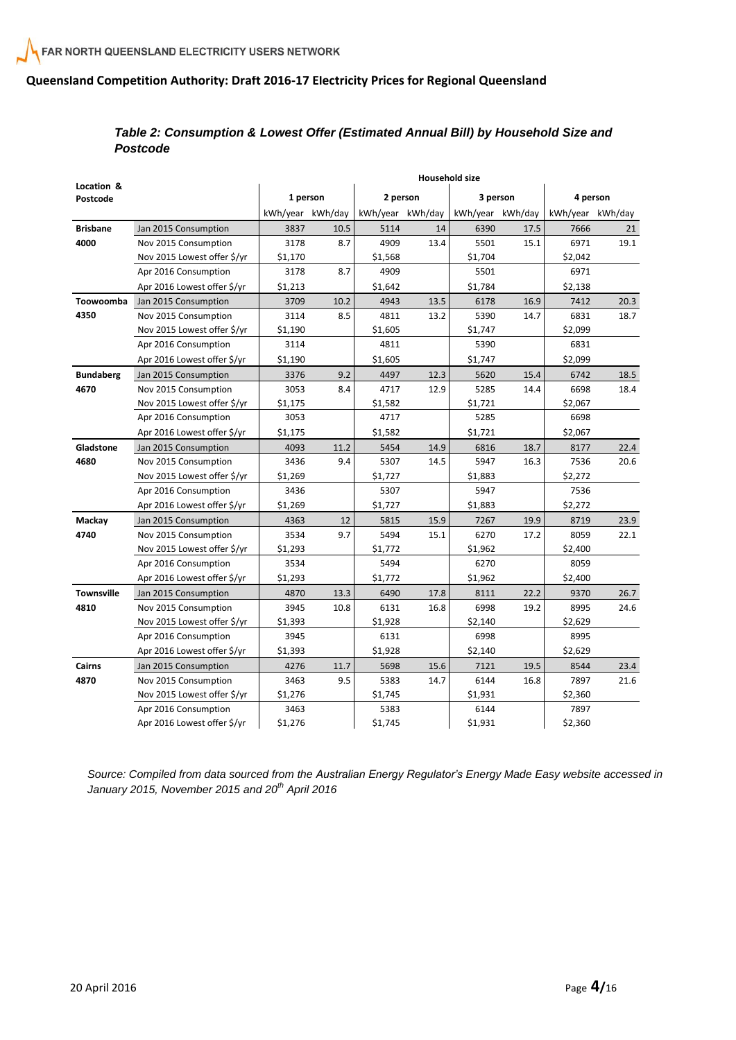## Queensland Competition Authority: Draft 2016-17 Electricity Prices for Regional Queensland

### *Table 2: Consumption & Lowest Offer (Estimated Annual Bill) by Household Size and Postcode*

| Location & Postcode | | Household size | | | | | | | |
|---|---|---|---|---|---|---|---|---|---|
| | | 1 person | | 2 person | | 3 person | | 4 person | |
| | | kWh/year | kWh/day | kWh/year | kWh/day | kWh/year | kWh/day | kWh/year | kWh/day |
| **Brisbane** | Jan 2015 Consumption | 3837 | 10.5 | 5114 | 14 | 6390 | 17.5 | 7666 | 21 |
| **4000** | Nov 2015 Consumption | 3178 | 8.7 | 4909 | 13.4 | 5501 | 15.1 | 6971 | 19.1 |
| | Nov 2015 Lowest offer $/yr | $1,170 | | $1,568 | | $1,704 | | $2,042 | |
| | Apr 2016 Consumption | 3178 | 8.7 | 4909 | | 5501 | | 6971 | |
| | Apr 2016 Lowest offer $/yr | $1,213 | | $1,642 | | $1,784 | | $2,138 | |
| **Toowoomba** | Jan 2015 Consumption | 3709 | 10.2 | 4943 | 13.5 | 6178 | 16.9 | 7412 | 20.3 |
| **4350** | Nov 2015 Consumption | 3114 | 8.5 | 4811 | 13.2 | 5390 | 14.7 | 6831 | 18.7 |
| | Nov 2015 Lowest offer $/yr | $1,190 | | $1,605 | | $1,747 | | $2,099 | |
| | Apr 2016 Consumption | 3114 | | 4811 | | 5390 | | 6831 | |
| | Apr 2016 Lowest offer $/yr | $1,190 | | $1,605 | | $1,747 | | $2,099 | |
| **Bundaberg** | Jan 2015 Consumption | 3376 | 9.2 | 4497 | 12.3 | 5620 | 15.4 | 6742 | 18.5 |
| **4670** | Nov 2015 Consumption | 3053 | 8.4 | 4717 | 12.9 | 5285 | 14.4 | 6698 | 18.4 |
| | Nov 2015 Lowest offer $/yr | $1,175 | | $1,582 | | $1,721 | | $2,067 | |
| | Apr 2016 Consumption | 3053 | | 4717 | | 5285 | | 6698 | |
| | Apr 2016 Lowest offer $/yr | $1,175 | | $1,582 | | $1,721 | | $2,067 | |
| **Gladstone** | Jan 2015 Consumption | 4093 | 11.2 | 5454 | 14.9 | 6816 | 18.7 | 8177 | 22.4 |
| **4680** | Nov 2015 Consumption | 3436 | 9.4 | 5307 | 14.5 | 5947 | 16.3 | 7536 | 20.6 |
| | Nov 2015 Lowest offer $/yr | $1,269 | | $1,727 | | $1,883 | | $2,272 | |
| | Apr 2016 Consumption | 3436 | | 5307 | | 5947 | | 7536 | |
| | Apr 2016 Lowest offer $/yr | $1,269 | | $1,727 | | $1,883 | | $2,272 | |
| **Mackay** | Jan 2015 Consumption | 4363 | 12 | 5815 | 15.9 | 7267 | 19.9 | 8719 | 23.9 |
| **4740** | Nov 2015 Consumption | 3534 | 9.7 | 5494 | 15.1 | 6270 | 17.2 | 8059 | 22.1 |
| | Nov 2015 Lowest offer $/yr | $1,293 | | $1,772 | | $1,962 | | $2,400 | |
| | Apr 2016 Consumption | 3534 | | 5494 | | 6270 | | 8059 | |
| | Apr 2016 Lowest offer $/yr | $1,293 | | $1,772 | | $1,962 | | $2,400 | |
| **Townsville** | Jan 2015 Consumption | 4870 | 13.3 | 6490 | 17.8 | 8111 | 22.2 | 9370 | 26.7 |
| **4810** | Nov 2015 Consumption | 3945 | 10.8 | 6131 | 16.8 | 6998 | 19.2 | 8995 | 24.6 |
| | Nov 2015 Lowest offer $/yr | $1,393 | | $1,928 | | $2,140 | | $2,629 | |
| | Apr 2016 Consumption | 3945 | | 6131 | | 6998 | | 8995 | |
| | Apr 2016 Lowest offer $/yr | $1,393 | | $1,928 | | $2,140 | | $2,629 | |
| **Cairns** | Jan 2015 Consumption | 4276 | 11.7 | 5698 | 15.6 | 7121 | 19.5 | 8544 | 23.4 |
| **4870** | Nov 2015 Consumption | 3463 | 9.5 | 5383 | 14.7 | 6144 | 16.8 | 7897 | 21.6 |
| | Nov 2015 Lowest offer $/yr | $1,276 | | $1,745 | | $1,931 | | $2,360 | |
| | Apr 2016 Consumption | 3463 | | 5383 | | 6144 | | 7897 | |
| | Apr 2016 Lowest offer $/yr | $1,276 | | $1,745 | | $1,931 | | $2,360 | |

*Source: Compiled from data sourced from the Australian Energy Regulator's Energy Made Easy website accessed in January 2015, November 2015 and 20th April 2016*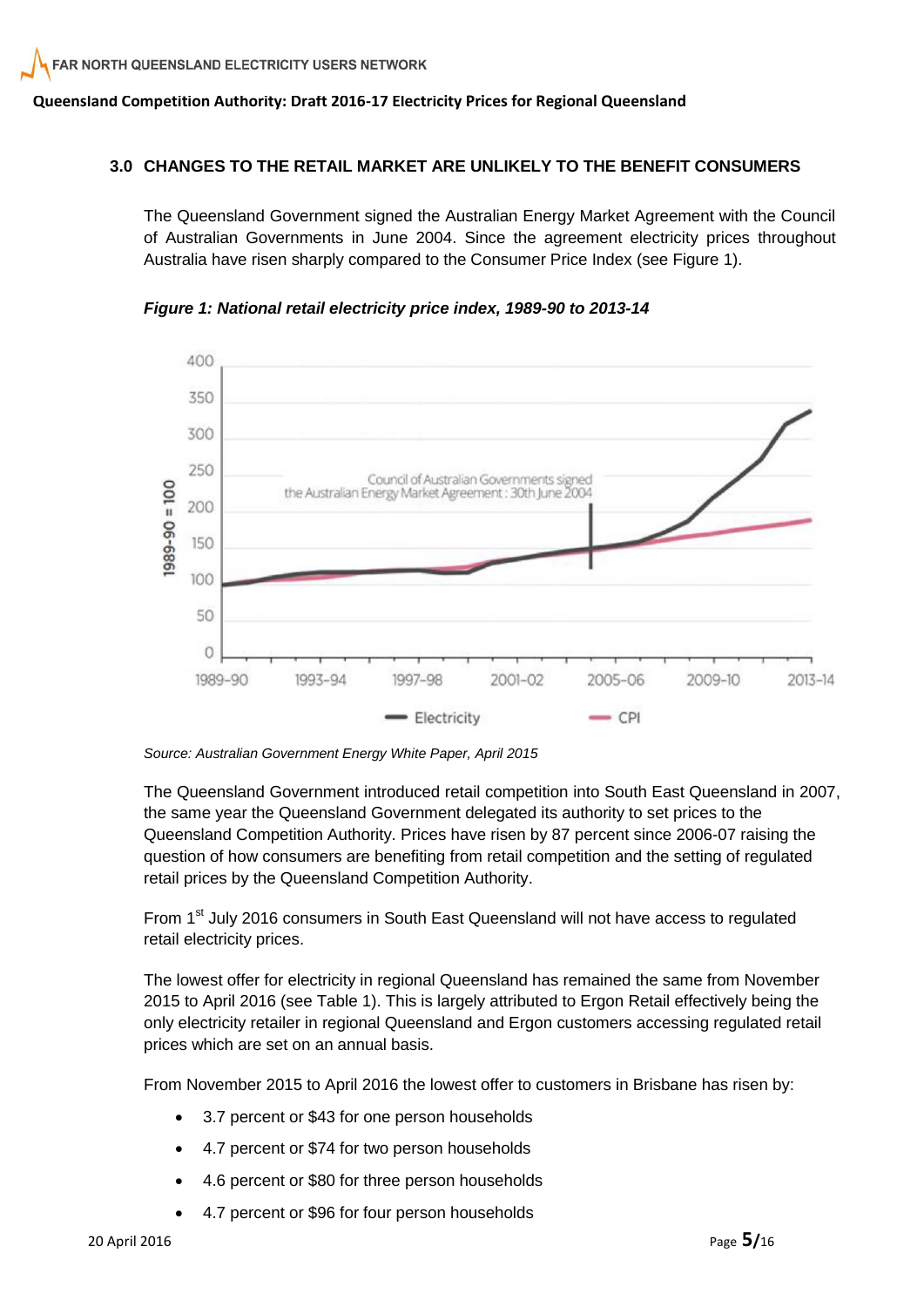## 3.0 CHANGES TO THE RETAIL MARKET ARE UNLIKELY TO THE BENEFIT CONSUMERS

The Queensland Government signed the Australian Energy Market Agreement with the Council of Australian Governments in June 2004. Since the agreement electricity prices throughout Australia have risen sharply compared to the Consumer Price Index (see Figure 1).

***Figure 1: National retail electricity price index, 1989-90 to 2013-14***

*Source: Australian Government Energy White Paper, April 2015*

The Queensland Government introduced retail competition into South East Queensland in 2007, the same year the Queensland Government delegated its authority to set prices to the Queensland Competition Authority. Prices have risen by 87 percent since 2006-07 raising the question of how consumers are benefiting from retail competition and the setting of regulated retail prices by the Queensland Competition Authority.

From 1st July 2016 consumers in South East Queensland will not have access to regulated retail electricity prices.

The lowest offer for electricity in regional Queensland has remained the same from November 2015 to April 2016 (see Table 1). This is largely attributed to Ergon Retail effectively being the only electricity retailer in regional Queensland and Ergon customers accessing regulated retail prices which are set on an annual basis.

From November 2015 to April 2016 the lowest offer to customers in Brisbane has risen by:

- 3.7 percent or $43 for one person households
- 4.7 percent or $74 for two person households
- 4.6 percent or $80 for three person households
- 4.7 percent or $96 for four person households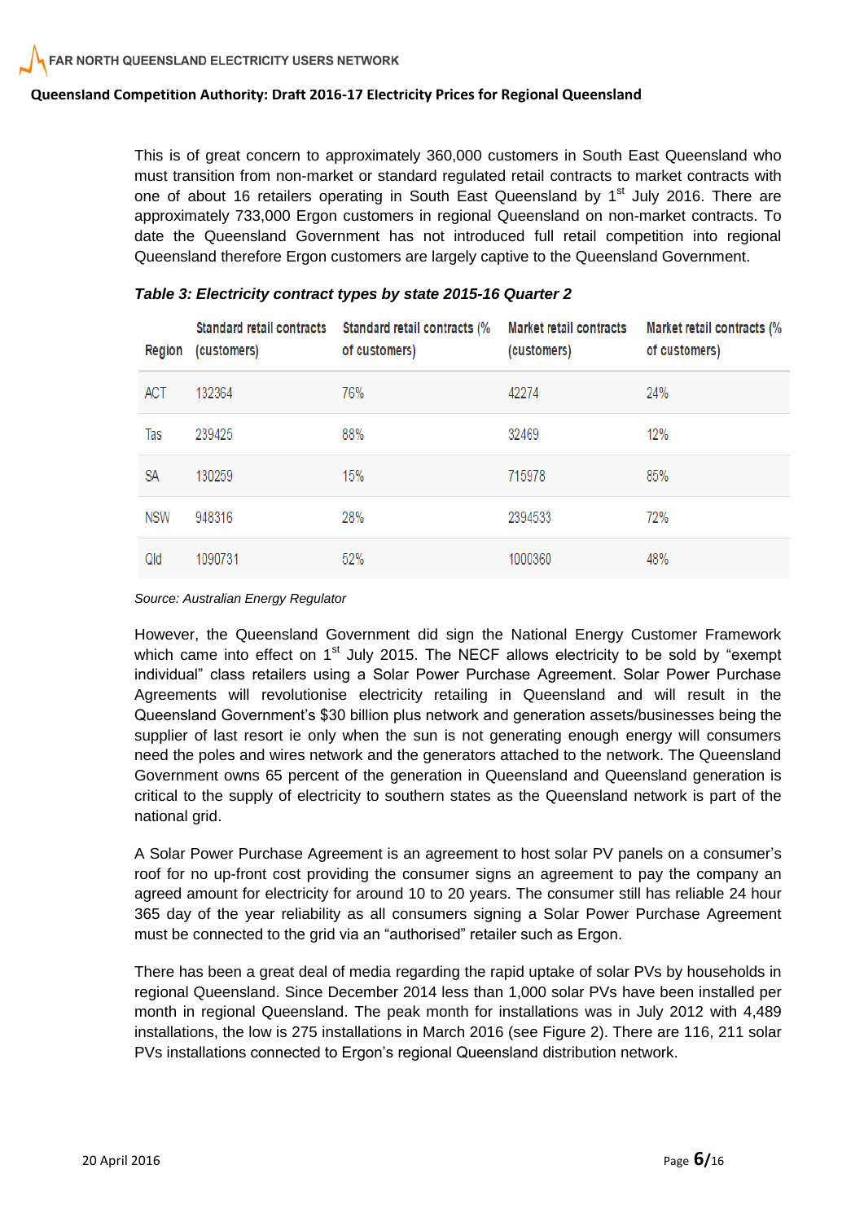This is of great concern to approximately 360,000 customers in South East Queensland who must transition from non-market or standard regulated retail contracts to market contracts with one of about 16 retailers operating in South East Queensland by 1st July 2016. There are approximately 733,000 Ergon customers in regional Queensland on non-market contracts. To date the Queensland Government has not introduced full retail competition into regional Queensland therefore Ergon customers are largely captive to the Queensland Government.

***Table 3: Electricity contract types by state 2015-16 Quarter 2***

| Region | Standard retail contracts (customers) | Standard retail contracts (% of customers) | Market retail contracts (customers) | Market retail contracts (% of customers) |
|---|---|---|---|---|
| ACT | 132364 | 76% | 42274 | 24% |
| Tas | 239425 | 88% | 32469 | 12% |
| SA | 130259 | 15% | 715978 | 85% |
| NSW | 948316 | 28% | 2394533 | 72% |
| Qld | 1090731 | 52% | 1000360 | 48% |

*Source: Australian Energy Regulator*

However, the Queensland Government did sign the National Energy Customer Framework which came into effect on 1st July 2015. The NECF allows electricity to be sold by "exempt individual" class retailers using a Solar Power Purchase Agreement. Solar Power Purchase Agreements will revolutionise electricity retailing in Queensland and will result in the Queensland Government's $30 billion plus network and generation assets/businesses being the supplier of last resort ie only when the sun is not generating enough energy will consumers need the poles and wires network and the generators attached to the network. The Queensland Government owns 65 percent of the generation in Queensland and Queensland generation is critical to the supply of electricity to southern states as the Queensland network is part of the national grid.

A Solar Power Purchase Agreement is an agreement to host solar PV panels on a consumer's roof for no up-front cost providing the consumer signs an agreement to pay the company an agreed amount for electricity for around 10 to 20 years. The consumer still has reliable 24 hour 365 day of the year reliability as all consumers signing a Solar Power Purchase Agreement must be connected to the grid via an "authorised" retailer such as Ergon.

There has been a great deal of media regarding the rapid uptake of solar PVs by households in regional Queensland. Since December 2014 less than 1,000 solar PVs have been installed per month in regional Queensland. The peak month for installations was in July 2012 with 4,489 installations, the low is 275 installations in March 2016 (see Figure 2). There are 116, 211 solar PVs installations connected to Ergon's regional Queensland distribution network.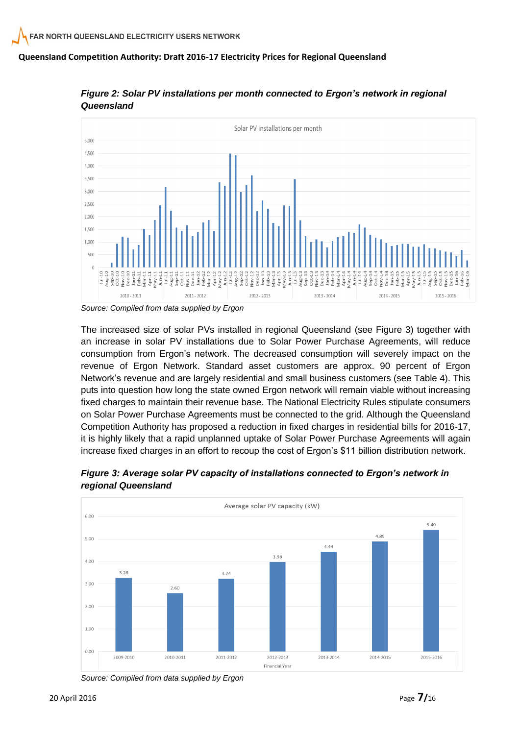*Figure 2: Solar PV installations per month connected to Ergon's network in regional Queensland*

*Source: Compiled from data supplied by Ergon*

The increased size of solar PVs installed in regional Queensland (see Figure 3) together with an increase in solar PV installations due to Solar Power Purchase Agreements, will reduce consumption from Ergon's network. The decreased consumption will severely impact on the revenue of Ergon Network. Standard asset customers are approx. 90 percent of Ergon Network's revenue and are largely residential and small business customers (see Table 4). This puts into question how long the state owned Ergon network will remain viable without increasing fixed charges to maintain their revenue base. The National Electricity Rules stipulate consumers on Solar Power Purchase Agreements must be connected to the grid. Although the Queensland Competition Authority has proposed a reduction in fixed charges in residential bills for 2016-17, it is highly likely that a rapid unplanned uptake of Solar Power Purchase Agreements will again increase fixed charges in an effort to recoup the cost of Ergon's $11 billion distribution network.

*Figure 3: Average solar PV capacity of installations connected to Ergon's network in regional Queensland*

*Source: Compiled from data supplied by Ergon*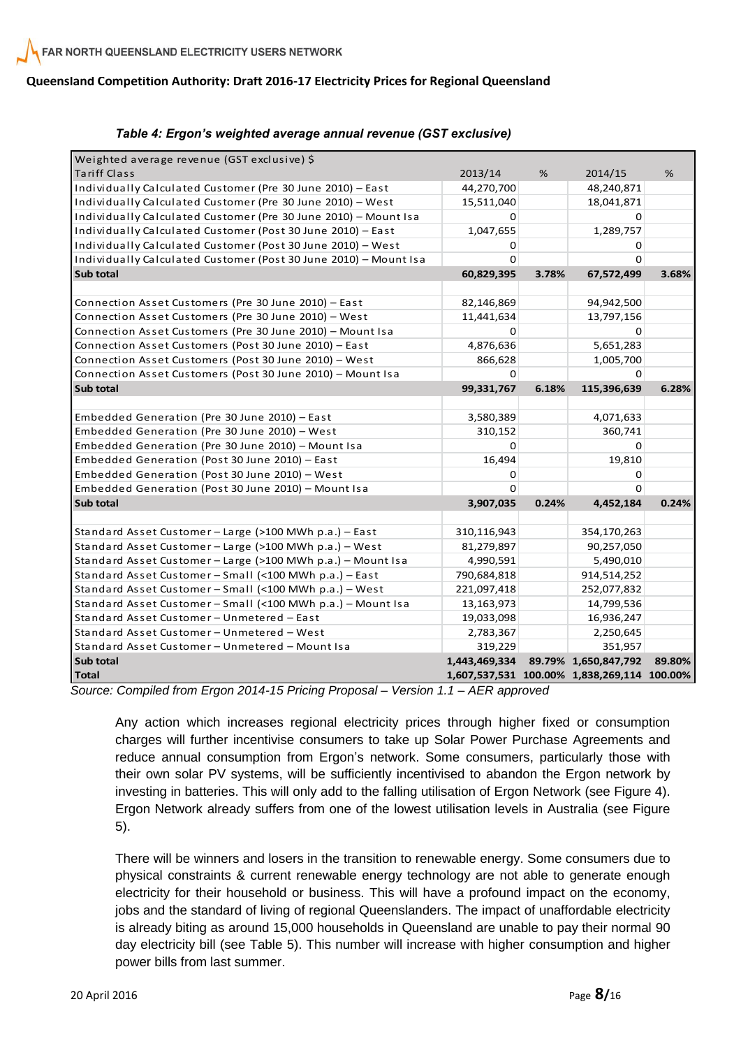*Table 4: Ergon's weighted average annual revenue (GST exclusive)*

| Weighted average revenue (GST exclusive) $ | | | | |
|---|---|---|---|---|
| Tariff Class | 2013/14 | % | 2014/15 | % |
| Individually Calculated Customer (Pre 30 June 2010) – East | 44,270,700 | | 48,240,871 | |
| Individually Calculated Customer (Pre 30 June 2010) – West | 15,511,040 | | 18,041,871 | |
| Individually Calculated Customer (Pre 30 June 2010) – Mount Isa | 0 | | 0 | |
| Individually Calculated Customer (Post 30 June 2010) – East | 1,047,655 | | 1,289,757 | |
| Individually Calculated Customer (Post 30 June 2010) – West | 0 | | 0 | |
| Individually Calculated Customer (Post 30 June 2010) – Mount Isa | 0 | | 0 | |
| **Sub total** | **60,829,395** | **3.78%** | **67,572,499** | **3.68%** |
| | | | | |
| Connection Asset Customers (Pre 30 June 2010) – East | 82,146,869 | | 94,942,500 | |
| Connection Asset Customers (Pre 30 June 2010) – West | 11,441,634 | | 13,797,156 | |
| Connection Asset Customers (Pre 30 June 2010) – Mount Isa | 0 | | 0 | |
| Connection Asset Customers (Post 30 June 2010) – East | 4,876,636 | | 5,651,283 | |
| Connection Asset Customers (Post 30 June 2010) – West | 866,628 | | 1,005,700 | |
| Connection Asset Customers (Post 30 June 2010) – Mount Isa | 0 | | 0 | |
| **Sub total** | **99,331,767** | **6.18%** | **115,396,639** | **6.28%** |
| | | | | |
| Embedded Generation (Pre 30 June 2010) – East | 3,580,389 | | 4,071,633 | |
| Embedded Generation (Pre 30 June 2010) – West | 310,152 | | 360,741 | |
| Embedded Generation (Pre 30 June 2010) – Mount Isa | 0 | | 0 | |
| Embedded Generation (Post 30 June 2010) – East | 16,494 | | 19,810 | |
| Embedded Generation (Post 30 June 2010) – West | 0 | | 0 | |
| Embedded Generation (Post 30 June 2010) – Mount Isa | 0 | | 0 | |
| **Sub total** | **3,907,035** | **0.24%** | **4,452,184** | **0.24%** |
| | | | | |
| Standard Asset Customer – Large (>100 MWh p.a.) – East | 310,116,943 | | 354,170,263 | |
| Standard Asset Customer – Large (>100 MWh p.a.) – West | 81,279,897 | | 90,257,050 | |
| Standard Asset Customer – Large (>100 MWh p.a.) – Mount Isa | 4,990,591 | | 5,490,010 | |
| Standard Asset Customer – Small (<100 MWh p.a.) – East | 790,684,818 | | 914,514,252 | |
| Standard Asset Customer – Small (<100 MWh p.a.) – West | 221,097,418 | | 252,077,832 | |
| Standard Asset Customer – Small (<100 MWh p.a.) – Mount Isa | 13,163,973 | | 14,799,536 | |
| Standard Asset Customer – Unmetered – East | 19,033,098 | | 16,936,247 | |
| Standard Asset Customer – Unmetered – West | 2,783,367 | | 2,250,645 | |
| Standard Asset Customer – Unmetered – Mount Isa | 319,229 | | 351,957 | |
| **Sub total** | **1,443,469,334** | **89.79%** | **1,650,847,792** | **89.80%** |
| **Total** | **1,607,537,531** | **100.00%** | **1,838,269,114** | **100.00%** |

*Source: Compiled from Ergon 2014-15 Pricing Proposal – Version 1.1 – AER approved*

Any action which increases regional electricity prices through higher fixed or consumption charges will further incentivise consumers to take up Solar Power Purchase Agreements and reduce annual consumption from Ergon's network. Some consumers, particularly those with their own solar PV systems, will be sufficiently incentivised to abandon the Ergon network by investing in batteries. This will only add to the falling utilisation of Ergon Network (see Figure 4). Ergon Network already suffers from one of the lowest utilisation levels in Australia (see Figure 5).

There will be winners and losers in the transition to renewable energy. Some consumers due to physical constraints & current renewable energy technology are not able to generate enough electricity for their household or business. This will have a profound impact on the economy, jobs and the standard of living of regional Queenslanders. The impact of unaffordable electricity is already biting as around 15,000 households in Queensland are unable to pay their normal 90 day electricity bill (see Table 5). This number will increase with higher consumption and higher power bills from last summer.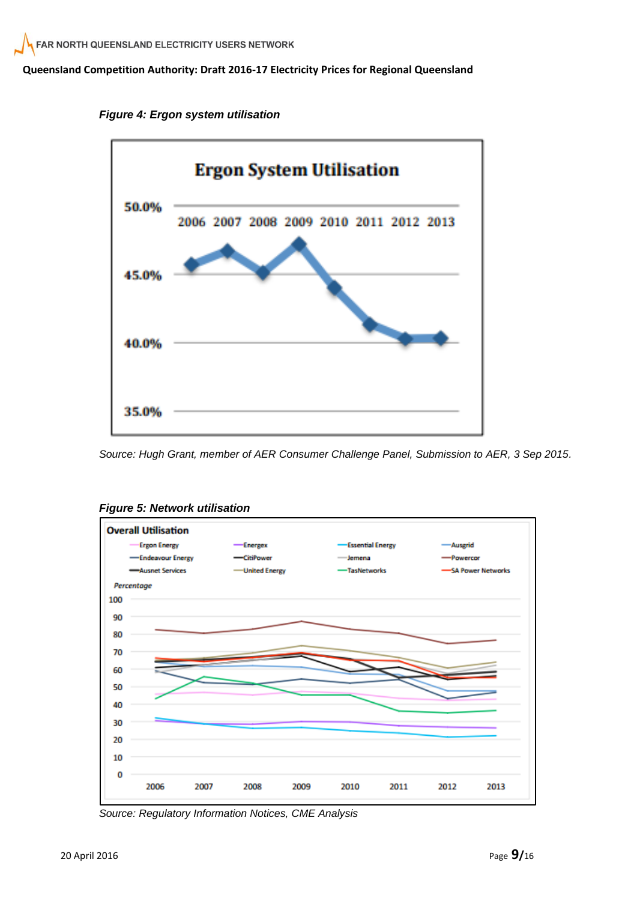*Figure 4: Ergon system utilisation*

Source: Hugh Grant, member of AER Consumer Challenge Panel, Submission to AER, 3 Sep 2015.

*Figure 5: Network utilisation*

Source: Regulatory Information Notices, CME Analysis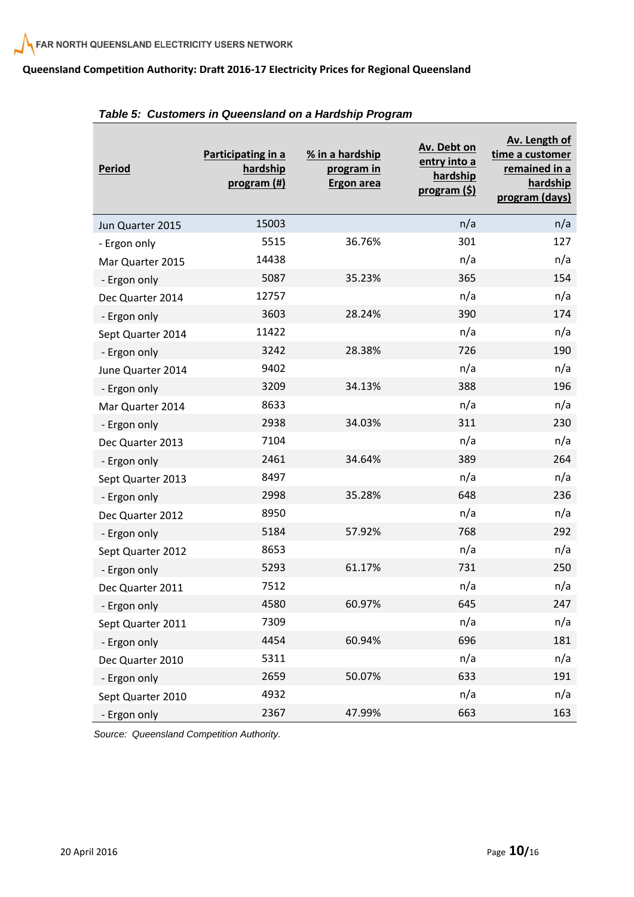*Table 5: Customers in Queensland on a Hardship Program*

| Period | Participating in a hardship program (#) | % in a hardship program in Ergon area | Av. Debt on entry into a hardship program ($) | Av. Length of time a customer remained in a hardship program (days) |
|---|---|---|---|---|
| Jun Quarter 2015 | 15003 | | n/a | n/a |
| - Ergon only | 5515 | 36.76% | 301 | 127 |
| Mar Quarter 2015 | 14438 | | n/a | n/a |
| - Ergon only | 5087 | 35.23% | 365 | 154 |
| Dec Quarter 2014 | 12757 | | n/a | n/a |
| - Ergon only | 3603 | 28.24% | 390 | 174 |
| Sept Quarter 2014 | 11422 | | n/a | n/a |
| - Ergon only | 3242 | 28.38% | 726 | 190 |
| June Quarter 2014 | 9402 | | n/a | n/a |
| - Ergon only | 3209 | 34.13% | 388 | 196 |
| Mar Quarter 2014 | 8633 | | n/a | n/a |
| - Ergon only | 2938 | 34.03% | 311 | 230 |
| Dec Quarter 2013 | 7104 | | n/a | n/a |
| - Ergon only | 2461 | 34.64% | 389 | 264 |
| Sept Quarter 2013 | 8497 | | n/a | n/a |
| - Ergon only | 2998 | 35.28% | 648 | 236 |
| Dec Quarter 2012 | 8950 | | n/a | n/a |
| - Ergon only | 5184 | 57.92% | 768 | 292 |
| Sept Quarter 2012 | 8653 | | n/a | n/a |
| - Ergon only | 5293 | 61.17% | 731 | 250 |
| Dec Quarter 2011 | 7512 | | n/a | n/a |
| - Ergon only | 4580 | 60.97% | 645 | 247 |
| Sept Quarter 2011 | 7309 | | n/a | n/a |
| - Ergon only | 4454 | 60.94% | 696 | 181 |
| Dec Quarter 2010 | 5311 | | n/a | n/a |
| - Ergon only | 2659 | 50.07% | 633 | 191 |
| Sept Quarter 2010 | 4932 | | n/a | n/a |
| - Ergon only | 2367 | 47.99% | 663 | 163 |

*Source: Queensland Competition Authority.*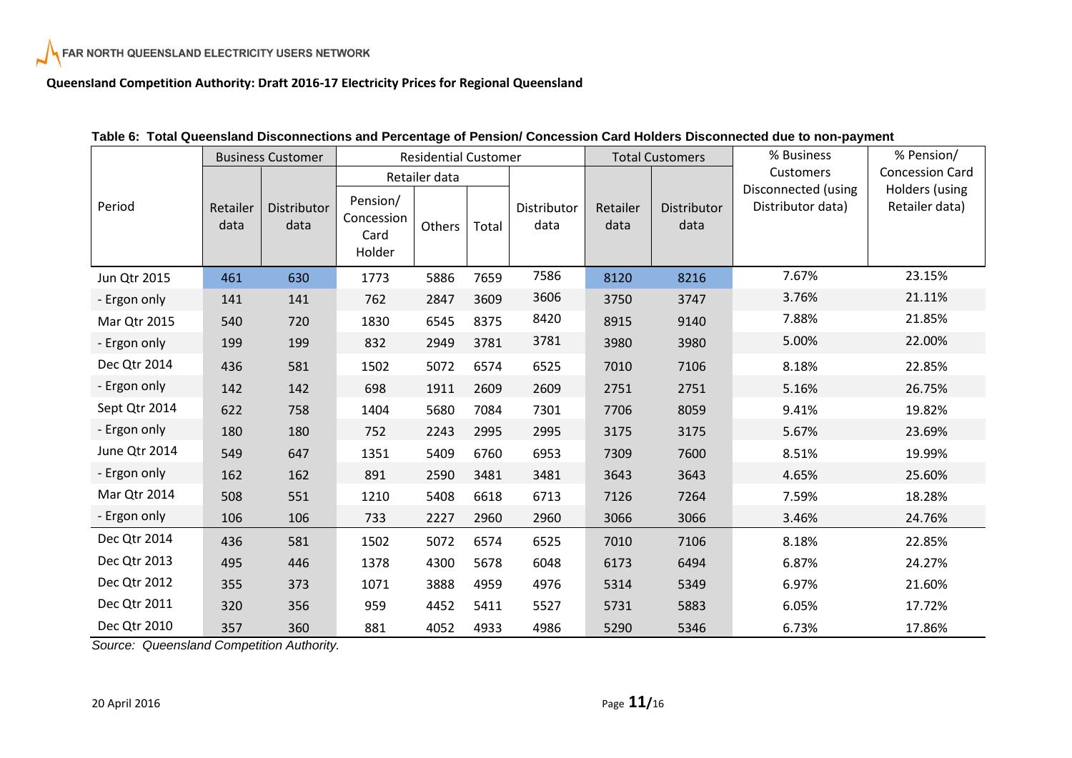**Table 6: Total Queensland Disconnections and Percentage of Pension/ Concession Card Holders Disconnected due to non-payment**

| Period | Business Customer | | Residential Customer | | | | Total Customers | | % Business Customers Disconnected (using Distributor data) | % Pension/ Concession Card Holders (using Retailer data) |
|---|---|---|---|---|---|---|---|---|---|---|
| | | | Retailer data | | | | | | | |
| | Retailer data | Distributor data | Pension/ Concession Card Holder | Others | Total | Distributor data | Retailer data | Distributor data | | |
| Jun Qtr 2015 | 461 | 630 | 1773 | 5886 | 7659 | 7586 | 8120 | 8216 | 7.67% | 23.15% |
| - Ergon only | 141 | 141 | 762 | 2847 | 3609 | 3606 | 3750 | 3747 | 3.76% | 21.11% |
| Mar Qtr 2015 | 540 | 720 | 1830 | 6545 | 8375 | 8420 | 8915 | 9140 | 7.88% | 21.85% |
| - Ergon only | 199 | 199 | 832 | 2949 | 3781 | 3781 | 3980 | 3980 | 5.00% | 22.00% |
| Dec Qtr 2014 | 436 | 581 | 1502 | 5072 | 6574 | 6525 | 7010 | 7106 | 8.18% | 22.85% |
| - Ergon only | 142 | 142 | 698 | 1911 | 2609 | 2609 | 2751 | 2751 | 5.16% | 26.75% |
| Sept Qtr 2014 | 622 | 758 | 1404 | 5680 | 7084 | 7301 | 7706 | 8059 | 9.41% | 19.82% |
| - Ergon only | 180 | 180 | 752 | 2243 | 2995 | 2995 | 3175 | 3175 | 5.67% | 23.69% |
| June Qtr 2014 | 549 | 647 | 1351 | 5409 | 6760 | 6953 | 7309 | 7600 | 8.51% | 19.99% |
| - Ergon only | 162 | 162 | 891 | 2590 | 3481 | 3481 | 3643 | 3643 | 4.65% | 25.60% |
| Mar Qtr 2014 | 508 | 551 | 1210 | 5408 | 6618 | 6713 | 7126 | 7264 | 7.59% | 18.28% |
| - Ergon only | 106 | 106 | 733 | 2227 | 2960 | 2960 | 3066 | 3066 | 3.46% | 24.76% |
| Dec Qtr 2014 | 436 | 581 | 1502 | 5072 | 6574 | 6525 | 7010 | 7106 | 8.18% | 22.85% |
| Dec Qtr 2013 | 495 | 446 | 1378 | 4300 | 5678 | 6048 | 6173 | 6494 | 6.87% | 24.27% |
| Dec Qtr 2012 | 355 | 373 | 1071 | 3888 | 4959 | 4976 | 5314 | 5349 | 6.97% | 21.60% |
| Dec Qtr 2011 | 320 | 356 | 959 | 4452 | 5411 | 5527 | 5731 | 5883 | 6.05% | 17.72% |
| Dec Qtr 2010 | 357 | 360 | 881 | 4052 | 4933 | 4986 | 5290 | 5346 | 6.73% | 17.86% |

*Source: Queensland Competition Authority.*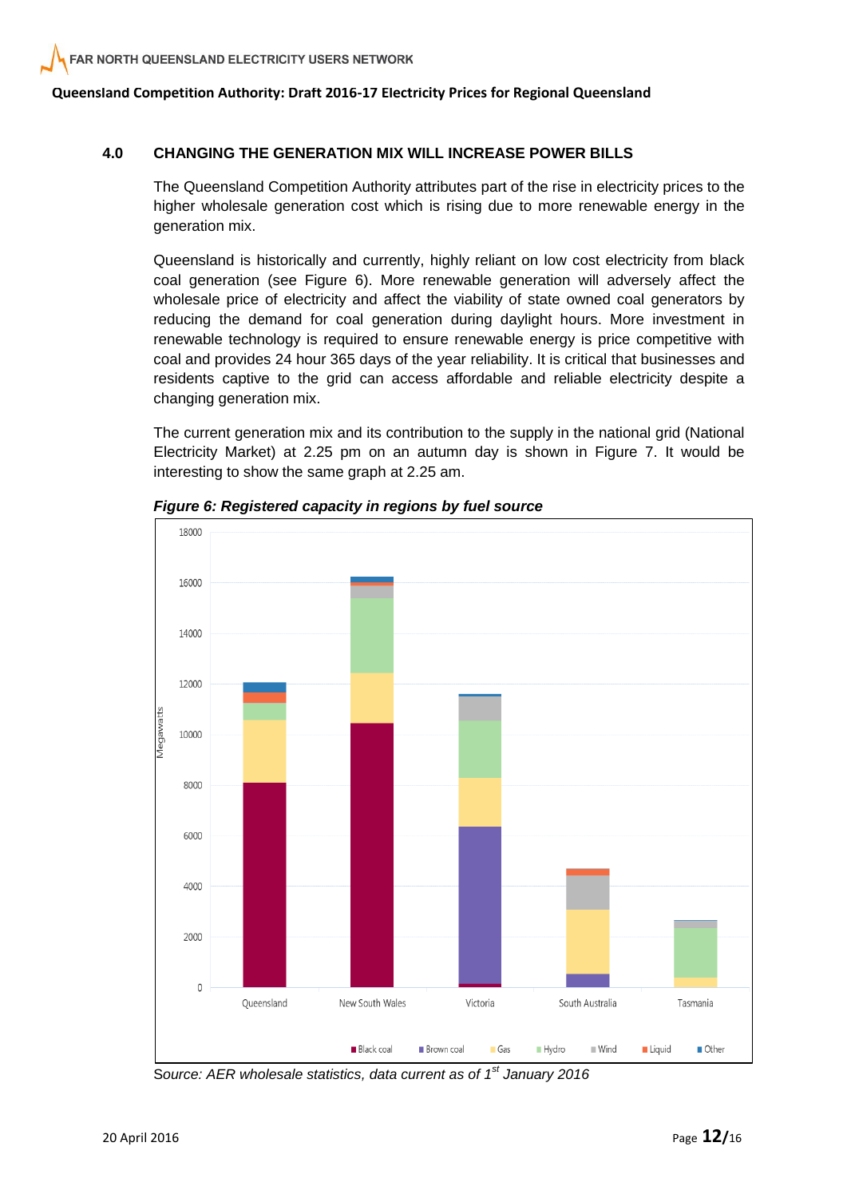## 4.0 CHANGING THE GENERATION MIX WILL INCREASE POWER BILLS

The Queensland Competition Authority attributes part of the rise in electricity prices to the higher wholesale generation cost which is rising due to more renewable energy in the generation mix.

Queensland is historically and currently, highly reliant on low cost electricity from black coal generation (see Figure 6). More renewable generation will adversely affect the wholesale price of electricity and affect the viability of state owned coal generators by reducing the demand for coal generation during daylight hours. More investment in renewable technology is required to ensure renewable energy is price competitive with coal and provides 24 hour 365 days of the year reliability. It is critical that businesses and residents captive to the grid can access affordable and reliable electricity despite a changing generation mix.

The current generation mix and its contribution to the supply in the national grid (National Electricity Market) at 2.25 pm on an autumn day is shown in Figure 7. It would be interesting to show the same graph at 2.25 am.

***Figure 6: Registered capacity in regions by fuel source***

*Source: AER wholesale statistics, data current as of 1st January 2016*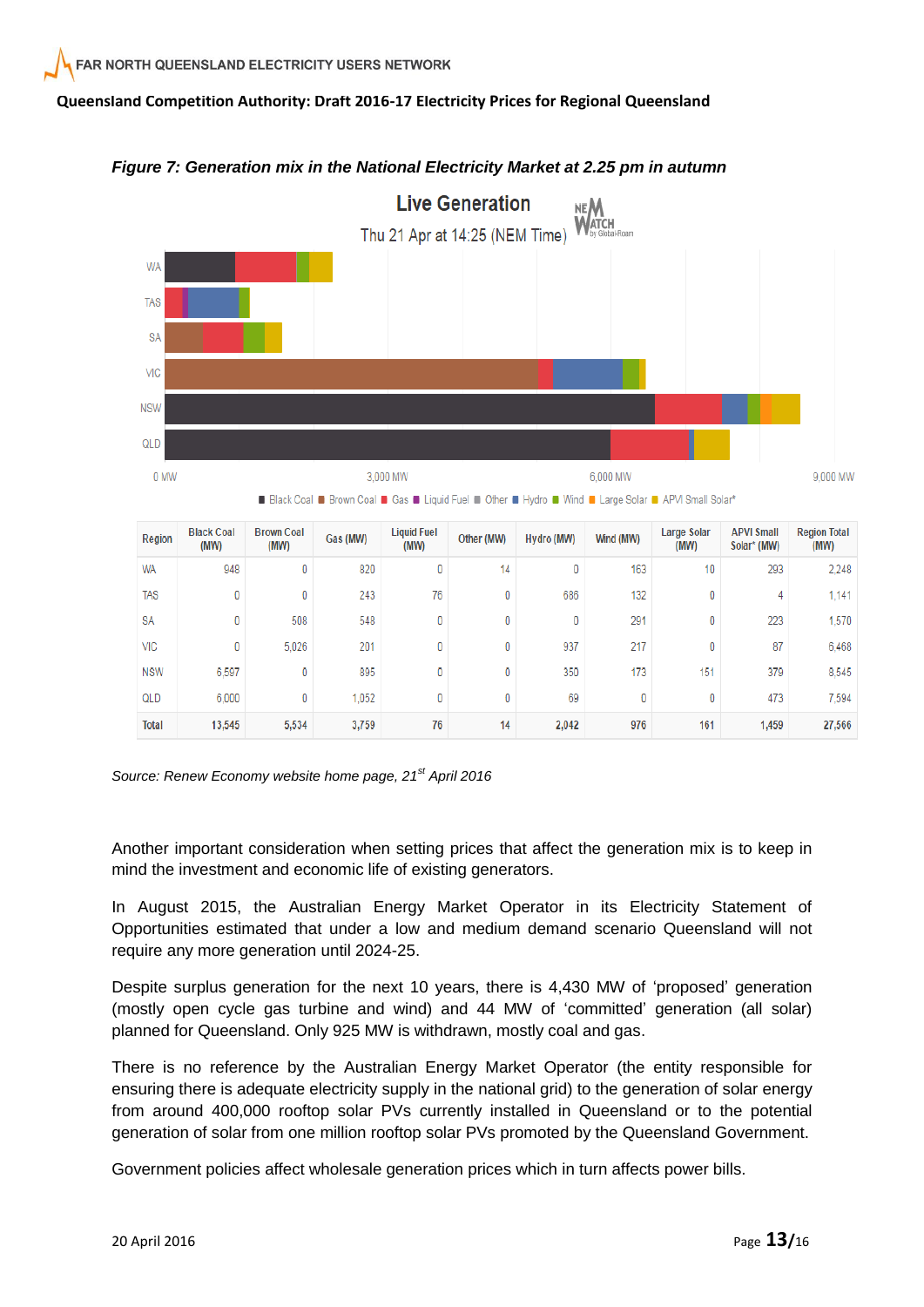*Figure 7: Generation mix in the National Electricity Market at 2.25 pm in autumn*

**Live Generation**

Thu 21 Apr at 14:25 (NEM Time)

| Region | Black Coal (MW) | Brown Coal (MW) | Gas (MW) | Liquid Fuel (MW) | Other (MW) | Hydro (MW) | Wind (MW) | Large Solar (MW) | APVI Small Solar* (MW) | Region Total (MW) |
|---|---|---|---|---|---|---|---|---|---|---|
| WA | 948 | 0 | 820 | 0 | 14 | 0 | 163 | 10 | 293 | 2,248 |
| TAS | 0 | 0 | 243 | 76 | 0 | 686 | 132 | 0 | 4 | 1,141 |
| SA | 0 | 508 | 548 | 0 | 0 | 0 | 291 | 0 | 223 | 1,570 |
| VIC | 0 | 5,026 | 201 | 0 | 0 | 937 | 217 | 0 | 87 | 6,468 |
| NSW | 6,597 | 0 | 895 | 0 | 0 | 350 | 173 | 151 | 379 | 8,545 |
| QLD | 6,000 | 0 | 1,052 | 0 | 0 | 69 | 0 | 0 | 473 | 7,594 |
| **Total** | **13,545** | **5,534** | **3,759** | **76** | **14** | **2,042** | **976** | **161** | **1,459** | **27,566** |

*Source: Renew Economy website home page, 21st April 2016*

Another important consideration when setting prices that affect the generation mix is to keep in mind the investment and economic life of existing generators.

In August 2015, the Australian Energy Market Operator in its Electricity Statement of Opportunities estimated that under a low and medium demand scenario Queensland will not require any more generation until 2024-25.

Despite surplus generation for the next 10 years, there is 4,430 MW of 'proposed' generation (mostly open cycle gas turbine and wind) and 44 MW of 'committed' generation (all solar) planned for Queensland. Only 925 MW is withdrawn, mostly coal and gas.

There is no reference by the Australian Energy Market Operator (the entity responsible for ensuring there is adequate electricity supply in the national grid) to the generation of solar energy from around 400,000 rooftop solar PVs currently installed in Queensland or to the potential generation of solar from one million rooftop solar PVs promoted by the Queensland Government.

Government policies affect wholesale generation prices which in turn affects power bills.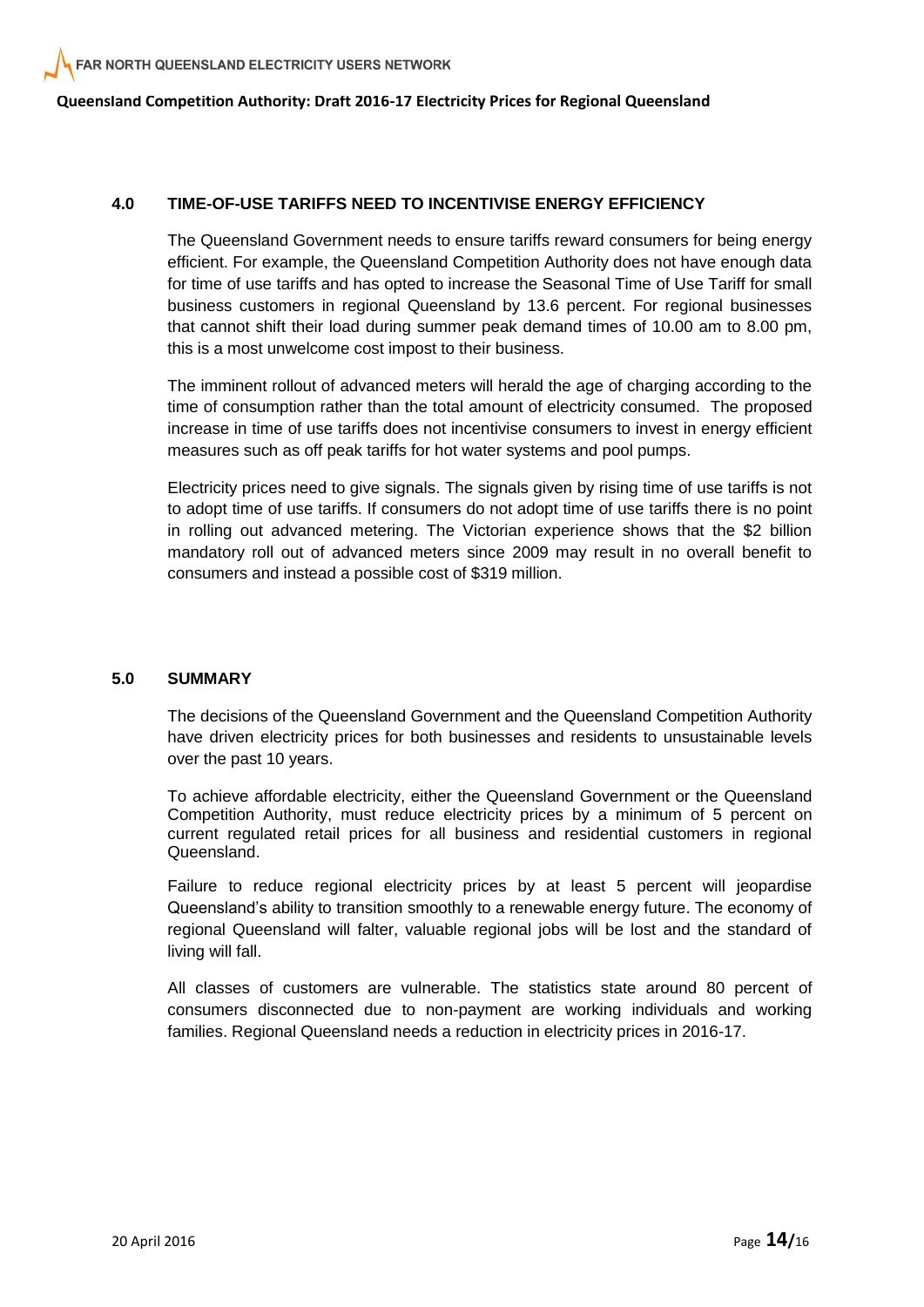## 4.0 TIME-OF-USE TARIFFS NEED TO INCENTIVISE ENERGY EFFICIENCY

The Queensland Government needs to ensure tariffs reward consumers for being energy efficient. For example, the Queensland Competition Authority does not have enough data for time of use tariffs and has opted to increase the Seasonal Time of Use Tariff for small business customers in regional Queensland by 13.6 percent. For regional businesses that cannot shift their load during summer peak demand times of 10.00 am to 8.00 pm, this is a most unwelcome cost impost to their business.

The imminent rollout of advanced meters will herald the age of charging according to the time of consumption rather than the total amount of electricity consumed. The proposed increase in time of use tariffs does not incentivise consumers to invest in energy efficient measures such as off peak tariffs for hot water systems and pool pumps.

Electricity prices need to give signals. The signals given by rising time of use tariffs is not to adopt time of use tariffs. If consumers do not adopt time of use tariffs there is no point in rolling out advanced metering. The Victorian experience shows that the $2 billion mandatory roll out of advanced meters since 2009 may result in no overall benefit to consumers and instead a possible cost of $319 million.

## 5.0 SUMMARY

The decisions of the Queensland Government and the Queensland Competition Authority have driven electricity prices for both businesses and residents to unsustainable levels over the past 10 years.

To achieve affordable electricity, either the Queensland Government or the Queensland Competition Authority, must reduce electricity prices by a minimum of 5 percent on current regulated retail prices for all business and residential customers in regional Queensland.

Failure to reduce regional electricity prices by at least 5 percent will jeopardise Queensland's ability to transition smoothly to a renewable energy future. The economy of regional Queensland will falter, valuable regional jobs will be lost and the standard of living will fall.

All classes of customers are vulnerable. The statistics state around 80 percent of consumers disconnected due to non-payment are working individuals and working families. Regional Queensland needs a reduction in electricity prices in 2016-17.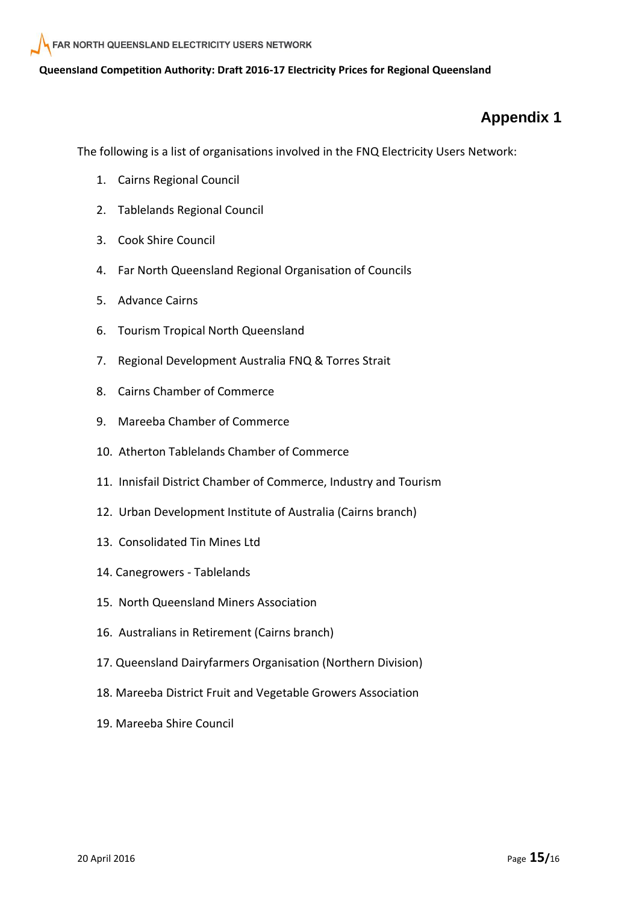# Appendix 1

The following is a list of organisations involved in the FNQ Electricity Users Network:

1. Cairns Regional Council
2. Tablelands Regional Council
3. Cook Shire Council
4. Far North Queensland Regional Organisation of Councils
5. Advance Cairns
6. Tourism Tropical North Queensland
7. Regional Development Australia FNQ & Torres Strait
8. Cairns Chamber of Commerce
9. Mareeba Chamber of Commerce
10. Atherton Tablelands Chamber of Commerce
11. Innisfail District Chamber of Commerce, Industry and Tourism
12. Urban Development Institute of Australia (Cairns branch)
13. Consolidated Tin Mines Ltd
14. Canegrowers - Tablelands
15. North Queensland Miners Association
16. Australians in Retirement (Cairns branch)
17. Queensland Dairyfarmers Organisation (Northern Division)
18. Mareeba District Fruit and Vegetable Growers Association
19. Mareeba Shire Council